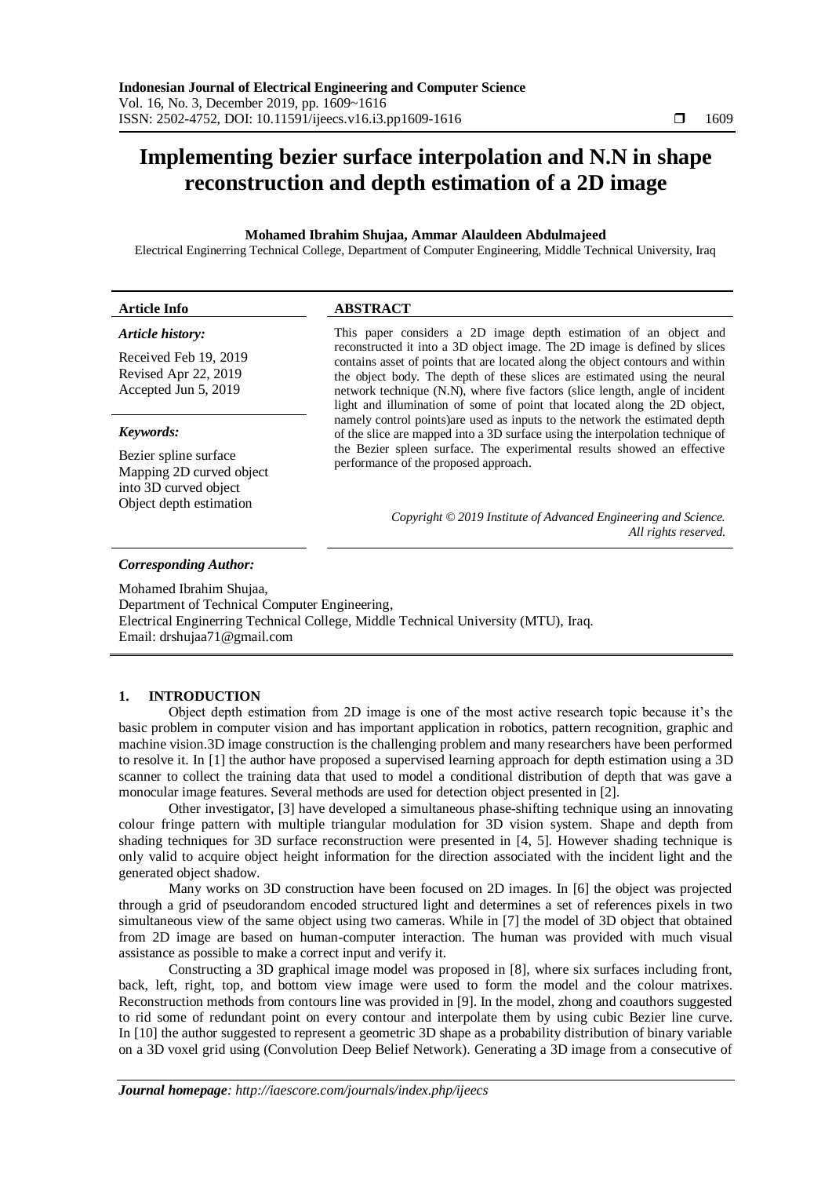# Implementing bezier surface interpolation and N.N in shape reconstruction and depth estimation of a 2D image

**Mohamed Ibrahim Shujaa, Ammar Alauldeen Abdulmajeed**

Electrical Enginerring Technical College, Department of Computer Engineering, Middle Technical University, Iraq

| **Article Info** | **ABSTRACT** |
|---|---|
| ***Article history:*** <br> Received Feb 19, 2019 <br> Revised Apr 22, 2019 <br> Accepted Jun 5, 2019 <br><br> ***Keywords:*** <br> Bezier spline surface <br> Mapping 2D curved object into 3D curved object <br> Object depth estimation | This paper considers a 2D image depth estimation of an object and reconstructed it into a 3D object image. The 2D image is defined by slices contains asset of points that are located along the object contours and within the object body. The depth of these slices are estimated using the neural network technique (N.N), where five factors (slice length, angle of incident light and illumination of some of point that located along the 2D object, namely control points)are used as inputs to the network the estimated depth of the slice are mapped into a 3D surface using the interpolation technique of the Bezier spleen surface. The experimental results showed an effective performance of the proposed approach. <br><br> *Copyright © 2019 Institute of Advanced Engineering and Science. All rights reserved.* |

***Corresponding Author:***

Mohamed Ibrahim Shujaa,
Department of Technical Computer Engineering,
Electrical Enginerring Technical College, Middle Technical University (MTU), Iraq.
Email: drshujaa71@gmail.com

## 1. INTRODUCTION

Object depth estimation from 2D image is one of the most active research topic because it's the basic problem in computer vision and has important application in robotics, pattern recognition, graphic and machine vision.3D image construction is the challenging problem and many researchers have been performed to resolve it. In [1] the author have proposed a supervised learning approach for depth estimation using a 3D scanner to collect the training data that used to model a conditional distribution of depth that was gave a monocular image features. Several methods are used for detection object presented in [2].

Other investigator, [3] have developed a simultaneous phase-shifting technique using an innovating colour fringe pattern with multiple triangular modulation for 3D vision system. Shape and depth from shading techniques for 3D surface reconstruction were presented in [4, 5]. However shading technique is only valid to acquire object height information for the direction associated with the incident light and the generated object shadow.

Many works on 3D construction have been focused on 2D images. In [6] the object was projected through a grid of pseudorandom encoded structured light and determines a set of references pixels in two simultaneous view of the same object using two cameras. While in [7] the model of 3D object that obtained from 2D image are based on human-computer interaction. The human was provided with much visual assistance as possible to make a correct input and verify it.

Constructing a 3D graphical image model was proposed in [8], where six surfaces including front, back, left, right, top, and bottom view image were used to form the model and the colour matrixes. Reconstruction methods from contours line was provided in [9]. In the model, zhong and coauthors suggested to rid some of redundant point on every contour and interpolate them by using cubic Bezier line curve. In [10] the author suggested to represent a geometric 3D shape as a probability distribution of binary variable on a 3D voxel grid using (Convolution Deep Belief Network). Generating a 3D image from a consecutive of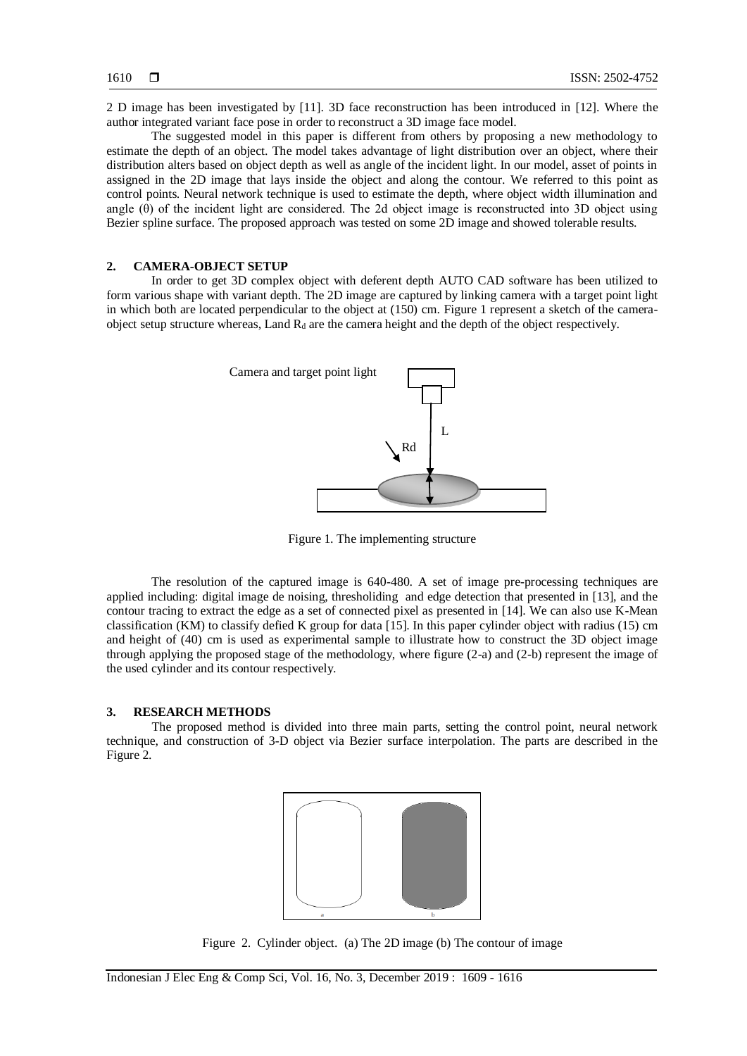2 D image has been investigated by [11]. 3D face reconstruction has been introduced in [12]. Where the author integrated variant face pose in order to reconstruct a 3D image face model.

The suggested model in this paper is different from others by proposing a new methodology to estimate the depth of an object. The model takes advantage of light distribution over an object, where their distribution alters based on object depth as well as angle of the incident light. In our model, asset of points in assigned in the 2D image that lays inside the object and along the contour. We referred to this point as control points. Neural network technique is used to estimate the depth, where object width illumination and angle (θ) of the incident light are considered. The 2d object image is reconstructed into 3D object using Bezier spline surface. The proposed approach was tested on some 2D image and showed tolerable results.

## 2. CAMERA-OBJECT SETUP

In order to get 3D complex object with deferent depth AUTO CAD software has been utilized to form various shape with variant depth. The 2D image are captured by linking camera with a target point light in which both are located perpendicular to the object at (150) cm. Figure 1 represent a sketch of the camera-object setup structure whereas, Land $R_d$ are the camera height and the depth of the object respectively.

Figure 1. The implementing structure

The resolution of the captured image is 640-480. A set of image pre-processing techniques are applied including: digital image de noising, thresholiding and edge detection that presented in [13], and the contour tracing to extract the edge as a set of connected pixel as presented in [14]. We can also use K-Mean classification (KM) to classify defied K group for data [15]. In this paper cylinder object with radius (15) cm and height of (40) cm is used as experimental sample to illustrate how to construct the 3D object image through applying the proposed stage of the methodology, where figure (2-a) and (2-b) represent the image of the used cylinder and its contour respectively.

## 3. RESEARCH METHODS

The proposed method is divided into three main parts, setting the control point, neural network technique, and construction of 3-D object via Bezier surface interpolation. The parts are described in the Figure 2.

Figure 2. Cylinder object. (a) The 2D image (b) The contour of image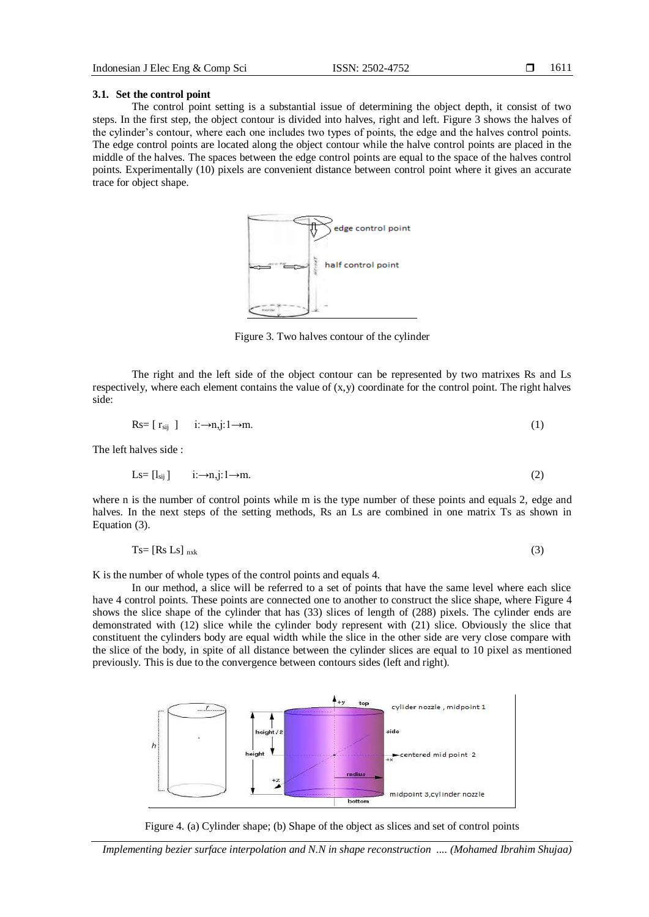### 3.1. Set the control point

The control point setting is a substantial issue of determining the object depth, it consist of two steps. In the first step, the object contour is divided into halves, right and left. Figure 3 shows the halves of the cylinder's contour, where each one includes two types of points, the edge and the halves control points. The edge control points are located along the object contour while the halve control points are placed in the middle of the halves. The spaces between the edge control points are equal to the space of the halves control points. Experimentally (10) pixels are convenient distance between control point where it gives an accurate trace for object shape.

Figure 3. Two halves contour of the cylinder

The right and the left side of the object contour can be represented by two matrixes Rs and Ls respectively, where each element contains the value of (x,y) coordinate for the control point. The right halves side:

$$Rs = [\, r_{sij} \,] \quad i{:}\rightarrow n, j{:}1\rightarrow m. \tag{1}$$

The left halves side :

$$Ls = [\, l_{sij} \,] \quad i{:}\rightarrow n, j{:}1\rightarrow m. \tag{2}$$

where n is the number of control points while m is the type number of these points and equals 2, edge and halves. In the next steps of the setting methods, Rs an Ls are combined in one matrix Ts as shown in Equation (3).

$$Ts = [Rs \; Ls]_{nxk} \tag{3}$$

K is the number of whole types of the control points and equals 4.

In our method, a slice will be referred to a set of points that have the same level where each slice have 4 control points. These points are connected one to another to construct the slice shape, where Figure 4 shows the slice shape of the cylinder that has (33) slices of length of (288) pixels. The cylinder ends are demonstrated with (12) slice while the cylinder body represent with (21) slice. Obviously the slice that constituent the cylinders body are equal width while the slice in the other side are very close compare with the slice of the body, in spite of all distance between the cylinder slices are equal to 10 pixel as mentioned previously. This is due to the convergence between contours sides (left and right).

Figure 4. (a) Cylinder shape; (b) Shape of the object as slices and set of control points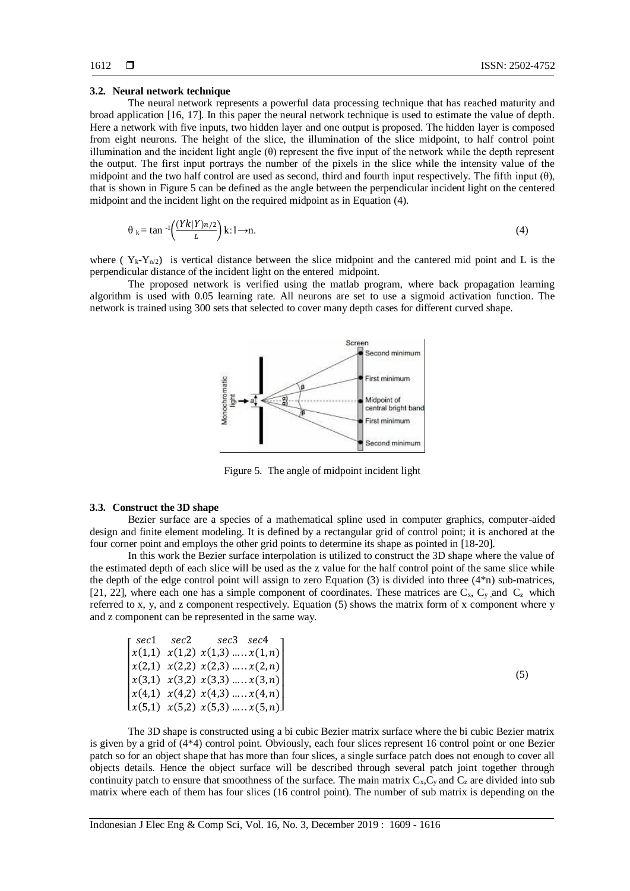### 3.2. Neural network technique

The neural network represents a powerful data processing technique that has reached maturity and broad application [16, 17]. In this paper the neural network technique is used to estimate the value of depth. Here a network with five inputs, two hidden layer and one output is proposed. The hidden layer is composed from eight neurons. The height of the slice, the illumination of the slice midpoint, to half control point illumination and the incident light angle (θ) represent the five input of the network while the depth represent the output. The first input portrays the number of the pixels in the slice while the intensity value of the midpoint and the two half control are used as second, third and fourth input respectively. The fifth input (θ), that is shown in Figure 5 can be defined as the angle between the perpendicular incident light on the centered midpoint and the incident light on the required midpoint as in Equation (4).

$$\theta_k = \tan^{-1}\left(\frac{(Yk|Y)n/2}{L}\right) k{:}1 \rightarrow n. \tag{4}$$

where ( $Y_k$-$Y_{n/2}$) is vertical distance between the slice midpoint and the cantered mid point and L is the perpendicular distance of the incident light on the entered midpoint.

The proposed network is verified using the matlab program, where back propagation learning algorithm is used with 0.05 learning rate. All neurons are set to use a sigmoid activation function. The network is trained using 300 sets that selected to cover many depth cases for different curved shape.

Figure 5. The angle of midpoint incident light

### 3.3. Construct the 3D shape

Bezier surface are a species of a mathematical spline used in computer graphics, computer-aided design and finite element modeling. It is defined by a rectangular grid of control point; it is anchored at the four corner point and employs the other grid points to determine its shape as pointed in [18-20].

In this work the Bezier surface interpolation is utilized to construct the 3D shape where the value of the estimated depth of each slice will be used as the z value for the half control point of the same slice while the depth of the edge control point will assign to zero Equation (3) is divided into three (4*n) sub-matrices, [21, 22], where each one has a simple component of coordinates. These matrices are $C_x$, $C_y$ and $C_z$ which referred to x, y, and z component respectively. Equation (5) shows the matrix form of x component where y and z component can be represented in the same way.

$$\begin{bmatrix} sec1 & sec2 & sec3 & sec4 \\ x(1,1) & x(1,2) & x(1,3) & \ldots\ldots x(1,n) \\ x(2,1) & x(2,2) & x(2,3) & \ldots\ldots x(2,n) \\ x(3,1) & x(3,2) & x(3,3) & \ldots\ldots x(3,n) \\ x(4,1) & x(4,2) & x(4,3) & \ldots\ldots x(4,n) \\ x(5,1) & x(5,2) & x(5,3) & \ldots\ldots x(5,n) \end{bmatrix} \tag{5}$$

The 3D shape is constructed using a bi cubic Bezier matrix surface where the bi cubic Bezier matrix is given by a grid of (4*4) control point. Obviously, each four slices represent 16 control point or one Bezier patch so for an object shape that has more than four slices, a single surface patch does not enough to cover all objects details. Hence the object surface will be described through several patch joint together through continuity patch to ensure that smoothness of the surface. The main matrix $C_x$,$C_y$ and $C_z$ are divided into sub matrix where each of them has four slices (16 control point). The number of sub matrix is depending on the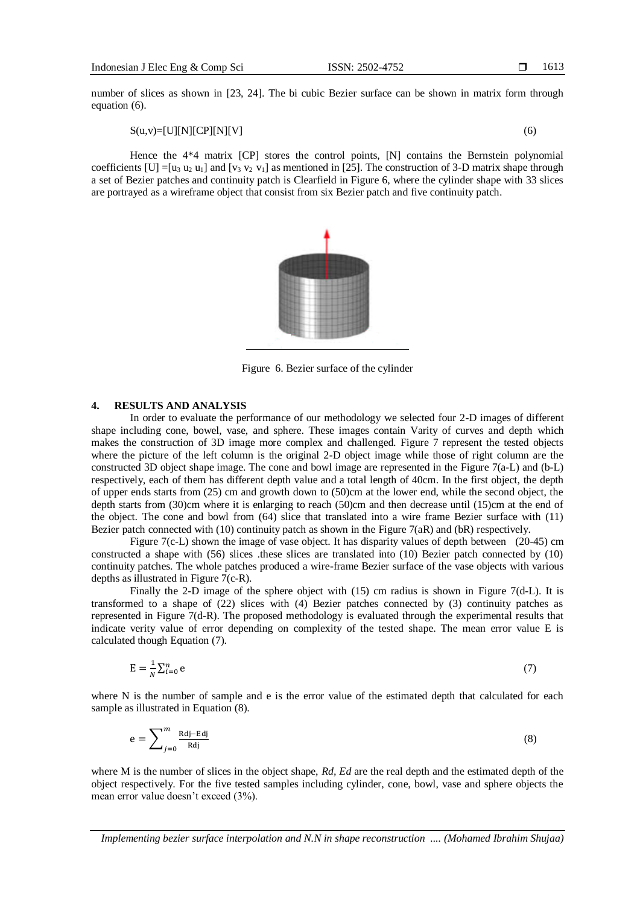number of slices as shown in [23, 24]. The bi cubic Bezier surface can be shown in matrix form through equation (6).

$$S(u,v)=[U][N][CP][N][V] \tag{6}$$

Hence the 4*4 matrix [CP] stores the control points, [N] contains the Bernstein polynomial coefficients [U] =[$u_3$ $u_2$ $u_1$] and [$v_3$ $v_2$ $v_1$] as mentioned in [25]. The construction of 3-D matrix shape through a set of Bezier patches and continuity patch is Clearfield in Figure 6, where the cylinder shape with 33 slices are portrayed as a wireframe object that consist from six Bezier patch and five continuity patch.

Figure 6. Bezier surface of the cylinder

## 4. RESULTS AND ANALYSIS

In order to evaluate the performance of our methodology we selected four 2-D images of different shape including cone, bowel, vase, and sphere. These images contain Varity of curves and depth which makes the construction of 3D image more complex and challenged. Figure 7 represent the tested objects where the picture of the left column is the original 2-D object image while those of right column are the constructed 3D object shape image. The cone and bowl image are represented in the Figure 7(a-L) and (b-L) respectively, each of them has different depth value and a total length of 40cm. In the first object, the depth of upper ends starts from (25) cm and growth down to (50)cm at the lower end, while the second object, the depth starts from (30)cm where it is enlarging to reach (50)cm and then decrease until (15)cm at the end of the object. The cone and bowl from (64) slice that translated into a wire frame Bezier surface with (11) Bezier patch connected with (10) continuity patch as shown in the Figure 7(aR) and (bR) respectively.

Figure 7(c-L) shown the image of vase object. It has disparity values of depth between (20-45) cm constructed a shape with (56) slices .these slices are translated into (10) Bezier patch connected by (10) continuity patches. The whole patches produced a wire-frame Bezier surface of the vase objects with various depths as illustrated in Figure 7(c-R).

Finally the 2-D image of the sphere object with (15) cm radius is shown in Figure 7(d-L). It is transformed to a shape of (22) slices with (4) Bezier patches connected by (3) continuity patches as represented in Figure 7(d-R). The proposed methodology is evaluated through the experimental results that indicate verity value of error depending on complexity of the tested shape. The mean error value E is calculated though Equation (7).

$$E = \frac{1}{N}\sum_{i=0}^{n} e \tag{7}$$

where N is the number of sample and e is the error value of the estimated depth that calculated for each sample as illustrated in Equation (8).

$$e = \sum_{j=0}^{m} \frac{Rdj - Edj}{Rdj} \tag{8}$$

where M is the number of slices in the object shape, *Rd, Ed* are the real depth and the estimated depth of the object respectively. For the five tested samples including cylinder, cone, bowl, vase and sphere objects the mean error value doesn't exceed (3%).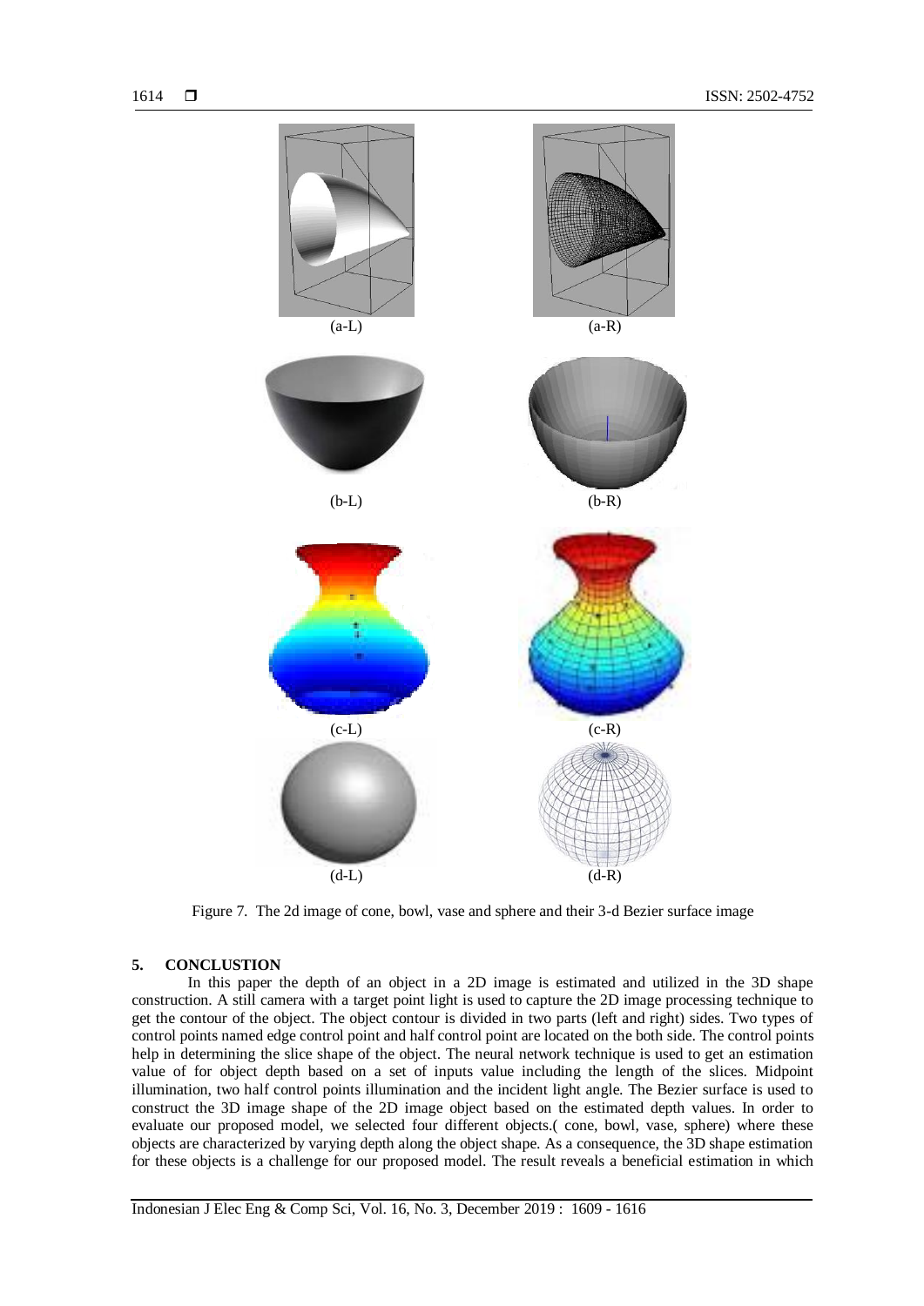(a-L) (a-R)

(b-L) (b-R)

(c-L) (c-R)

(d-L) (d-R)

Figure 7. The 2d image of cone, bowl, vase and sphere and their 3-d Bezier surface image

## 5. CONCLUSTION

In this paper the depth of an object in a 2D image is estimated and utilized in the 3D shape construction. A still camera with a target point light is used to capture the 2D image processing technique to get the contour of the object. The object contour is divided in two parts (left and right) sides. Two types of control points named edge control point and half control point are located on the both side. The control points help in determining the slice shape of the object. The neural network technique is used to get an estimation value of for object depth based on a set of inputs value including the length of the slices. Midpoint illumination, two half control points illumination and the incident light angle. The Bezier surface is used to construct the 3D image shape of the 2D image object based on the estimated depth values. In order to evaluate our proposed model, we selected four different objects.( cone, bowl, vase, sphere) where these objects are characterized by varying depth along the object shape. As a consequence, the 3D shape estimation for these objects is a challenge for our proposed model. The result reveals a beneficial estimation in which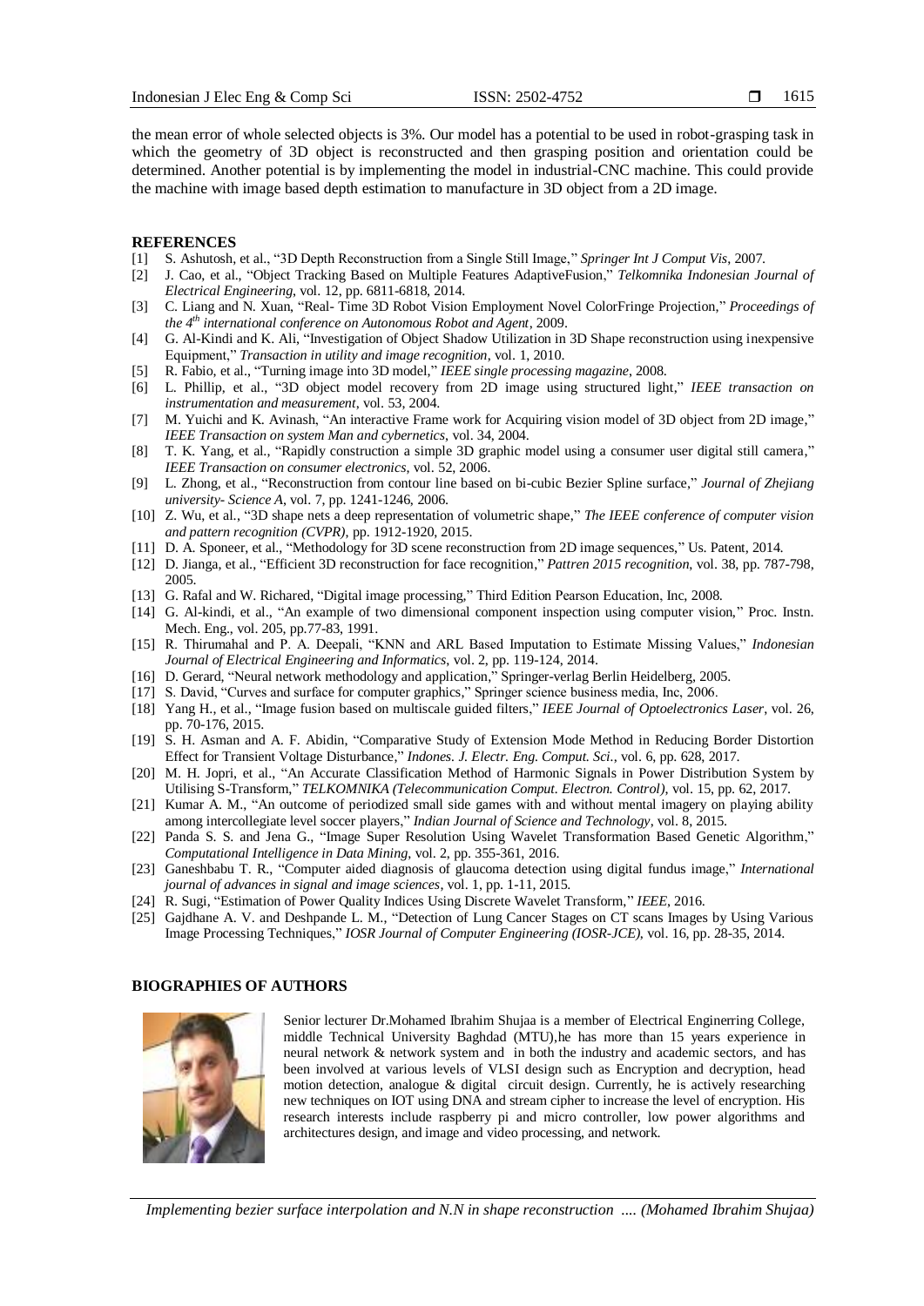the mean error of whole selected objects is 3%. Our model has a potential to be used in robot-grasping task in which the geometry of 3D object is reconstructed and then grasping position and orientation could be determined. Another potential is by implementing the model in industrial-CNC machine. This could provide the machine with image based depth estimation to manufacture in 3D object from a 2D image.

## REFERENCES

[1] S. Ashutosh, et al., "3D Depth Reconstruction from a Single Still Image," *Springer Int J Comput Vis*, 2007.

[2] J. Cao, et al., "Object Tracking Based on Multiple Features AdaptiveFusion," *Telkomnika Indonesian Journal of Electrical Engineering*, vol. 12, pp. 6811-6818, 2014.

[3] C. Liang and N. Xuan, "Real- Time 3D Robot Vision Employment Novel ColorFringe Projection," *Proceedings of the 4th international conference on Autonomous Robot and Agent*, 2009.

[4] G. Al-Kindi and K. Ali, "Investigation of Object Shadow Utilization in 3D Shape reconstruction using inexpensive Equipment," *Transaction in utility and image recognition*, vol. 1, 2010.

[5] R. Fabio, et al., "Turning image into 3D model," *IEEE single processing magazine*, 2008.

[6] L. Phillip, et al., "3D object model recovery from 2D image using structured light," *IEEE transaction on instrumentation and measurement*, vol. 53, 2004.

[7] M. Yuichi and K. Avinash, "An interactive Frame work for Acquiring vision model of 3D object from 2D image," *IEEE Transaction on system Man and cybernetics*, vol. 34, 2004.

[8] T. K. Yang, et al., "Rapidly construction a simple 3D graphic model using a consumer user digital still camera," *IEEE Transaction on consumer electronics*, vol. 52, 2006.

[9] L. Zhong, et al., "Reconstruction from contour line based on bi-cubic Bezier Spline surface," *Journal of Zhejiang university- Science A*, vol. 7, pp. 1241-1246, 2006.

[10] Z. Wu, et al., "3D shape nets a deep representation of volumetric shape," *The IEEE conference of computer vision and pattern recognition (CVPR)*, pp. 1912-1920, 2015.

[11] D. A. Sponeer, et al., "Methodology for 3D scene reconstruction from 2D image sequences," Us. Patent, 2014.

[12] D. Jianga, et al., "Efficient 3D reconstruction for face recognition," *Pattren 2015 recognition*, vol. 38, pp. 787-798, 2005.

[13] G. Rafal and W. Richared, "Digital image processing," Third Edition Pearson Education, Inc, 2008.

[14] G. Al-kindi, et al., "An example of two dimensional component inspection using computer vision," Proc. Instn. Mech. Eng., vol. 205, pp.77-83, 1991.

[15] R. Thirumahal and P. A. Deepali, "KNN and ARL Based Imputation to Estimate Missing Values," *Indonesian Journal of Electrical Engineering and Informatics*, vol. 2, pp. 119-124, 2014.

[16] D. Gerard, "Neural network methodology and application," Springer-verlag Berlin Heidelberg, 2005.

[17] S. David, "Curves and surface for computer graphics," Springer science business media, Inc, 2006.

[18] Yang H., et al., "Image fusion based on multiscale guided filters," *IEEE Journal of Optoelectronics Laser*, vol. 26, pp. 70-176, 2015.

[19] S. H. Asman and A. F. Abidin, "Comparative Study of Extension Mode Method in Reducing Border Distortion Effect for Transient Voltage Disturbance," *Indones. J. Electr. Eng. Comput. Sci.*, vol. 6, pp. 628, 2017.

[20] M. H. Jopri, et al., "An Accurate Classification Method of Harmonic Signals in Power Distribution System by Utilising S-Transform," *TELKOMNIKA (Telecommunication Comput. Electron. Control)*, vol. 15, pp. 62, 2017.

[21] Kumar A. M., "An outcome of periodized small side games with and without mental imagery on playing ability among intercollegiate level soccer players," *Indian Journal of Science and Technology*, vol. 8, 2015.

[22] Panda S. S. and Jena G., "Image Super Resolution Using Wavelet Transformation Based Genetic Algorithm," *Computational Intelligence in Data Mining*, vol. 2, pp. 355-361, 2016.

[23] Ganeshbabu T. R., "Computer aided diagnosis of glaucoma detection using digital fundus image," *International journal of advances in signal and image sciences*, vol. 1, pp. 1-11, 2015.

[24] R. Sugi, "Estimation of Power Quality Indices Using Discrete Wavelet Transform," *IEEE*, 2016.

[25] Gajdhane A. V. and Deshpande L. M., "Detection of Lung Cancer Stages on CT scans Images by Using Various Image Processing Techniques," *IOSR Journal of Computer Engineering (IOSR-JCE)*, vol. 16, pp. 28-35, 2014.

## BIOGRAPHIES OF AUTHORS

Senior lecturer Dr.Mohamed Ibrahim Shujaa is a member of Electrical Enginerring College, middle Technical University Baghdad (MTU),he has more than 15 years experience in neural network & network system and in both the industry and academic sectors, and has been involved at various levels of VLSI design such as Encryption and decryption, head motion detection, analogue & digital circuit design. Currently, he is actively researching new techniques on IOT using DNA and stream cipher to increase the level of encryption. His research interests include raspberry pi and micro controller, low power algorithms and architectures design, and image and video processing, and network.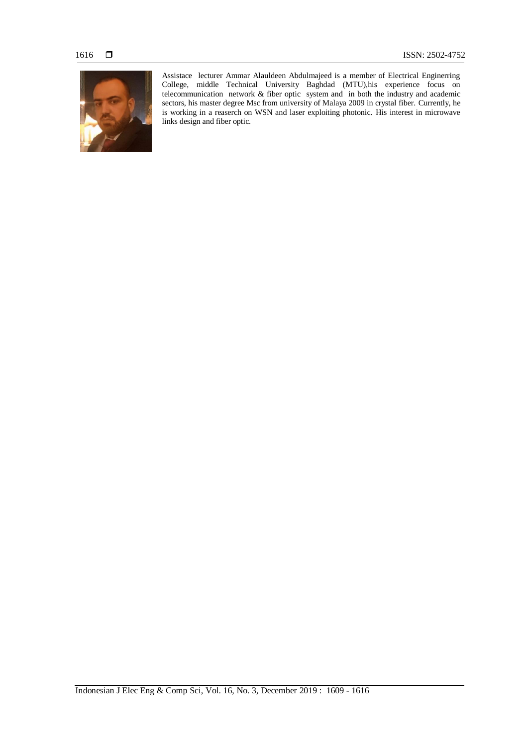Assistace lecturer Ammar Alauldeen Abdulmajeed is a member of Electrical Enginerring College, middle Technical University Baghdad (MTU),his experience focus on telecommunication network & fiber optic system and in both the industry and academic sectors, his master degree Msc from university of Malaya 2009 in crystal fiber. Currently, he is working in a reaserch on WSN and laser exploiting photonic. His interest in microwave links design and fiber optic.